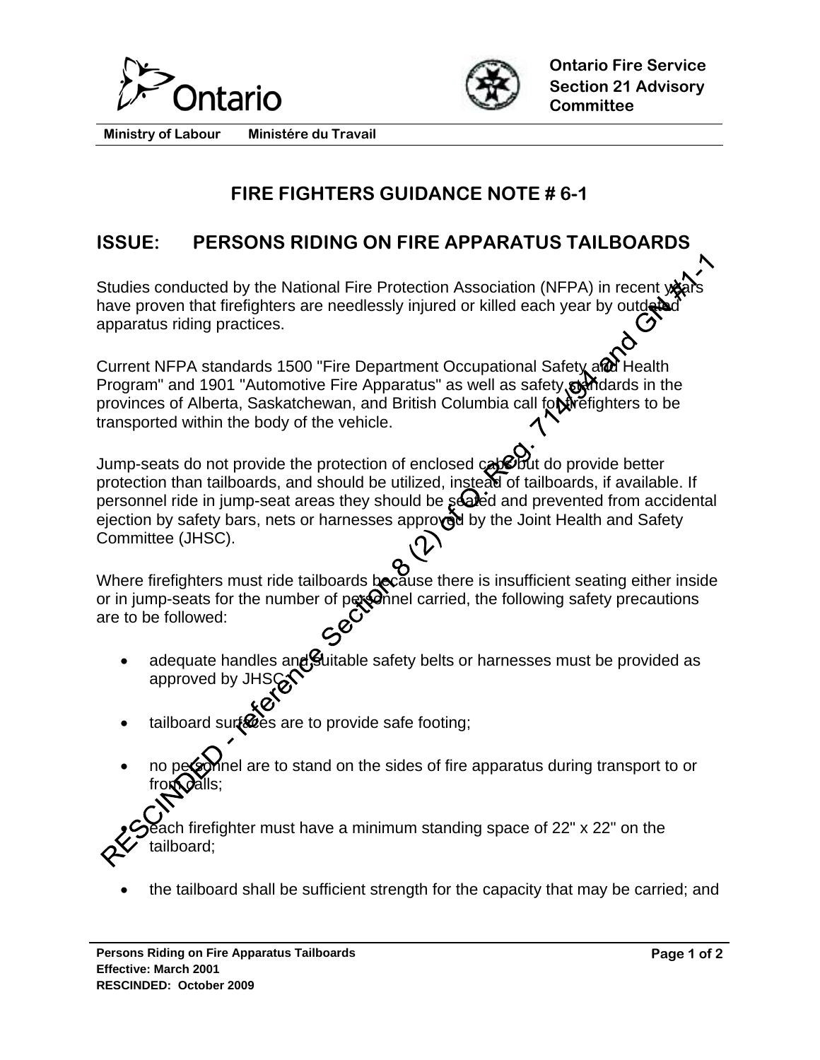Ontario

Ministry of Labour    Ministére du Travail

**Ontario Fire Service Section 21 Advisory Committee**

# FIRE FIGHTERS GUIDANCE NOTE # 6-1

## ISSUE: PERSONS RIDING ON FIRE APPARATUS TAILBOARDS

RESCINDED - reference Section 8 (2) of O. Reg. 714/94 and GN #1-1

Studies conducted by the National Fire Protection Association (NFPA) in recent years have proven that firefighters are needlessly injured or killed each year by outdated apparatus riding practices.

Current NFPA standards 1500 "Fire Department Occupational Safety and Health Program" and 1901 "Automotive Fire Apparatus" as well as safety standards in the provinces of Alberta, Saskatchewan, and British Columbia call for firefighters to be transported within the body of the vehicle.

Jump-seats do not provide the protection of enclosed cabs but do provide better protection than tailboards, and should be utilized, instead of tailboards, if available. If personnel ride in jump-seat areas they should be seated and prevented from accidental ejection by safety bars, nets or harnesses approved by the Joint Health and Safety Committee (JHSC).

Where firefighters must ride tailboards because there is insufficient seating either inside or in jump-seats for the number of personnel carried, the following safety precautions are to be followed:

- adequate handles and suitable safety belts or harnesses must be provided as approved by JHSC;
- tailboard surfaces are to provide safe footing;
- no personnel are to stand on the sides of fire apparatus during transport to or from calls;
- each firefighter must have a minimum standing space of 22" x 22" on the tailboard;
- the tailboard shall be sufficient strength for the capacity that may be carried; and

**Persons Riding on Fire Apparatus Tailboards**
**Effective: March 2001**
**RESCINDED: October 2009**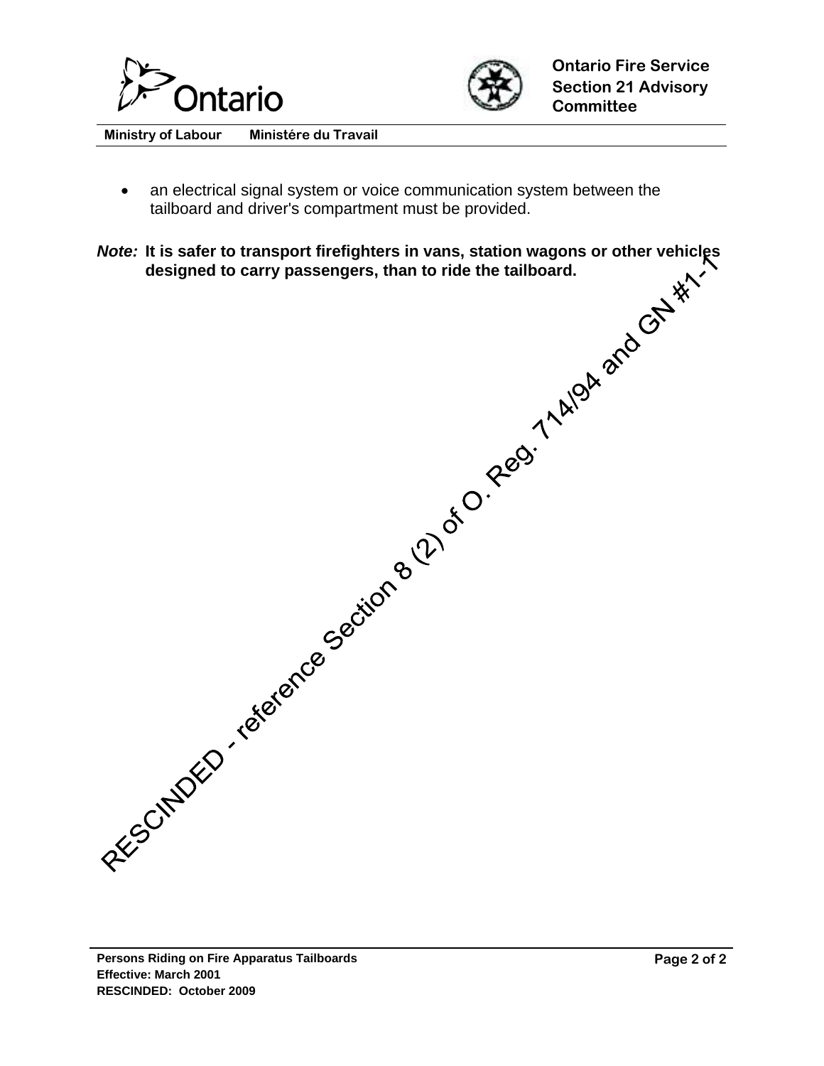- an electrical signal system or voice communication system between the tailboard and driver's compartment must be provided.

***Note:*** **It is safer to transport firefighters in vans, station wagons or other vehicles designed to carry passengers, than to ride the tailboard.**

RESCINDED - reference Section 8 (2) of O. Reg. 714/94 and GN #1-1

**Persons Riding on Fire Apparatus Tailboards**
**Effective: March 2001**
**RESCINDED: October 2009**